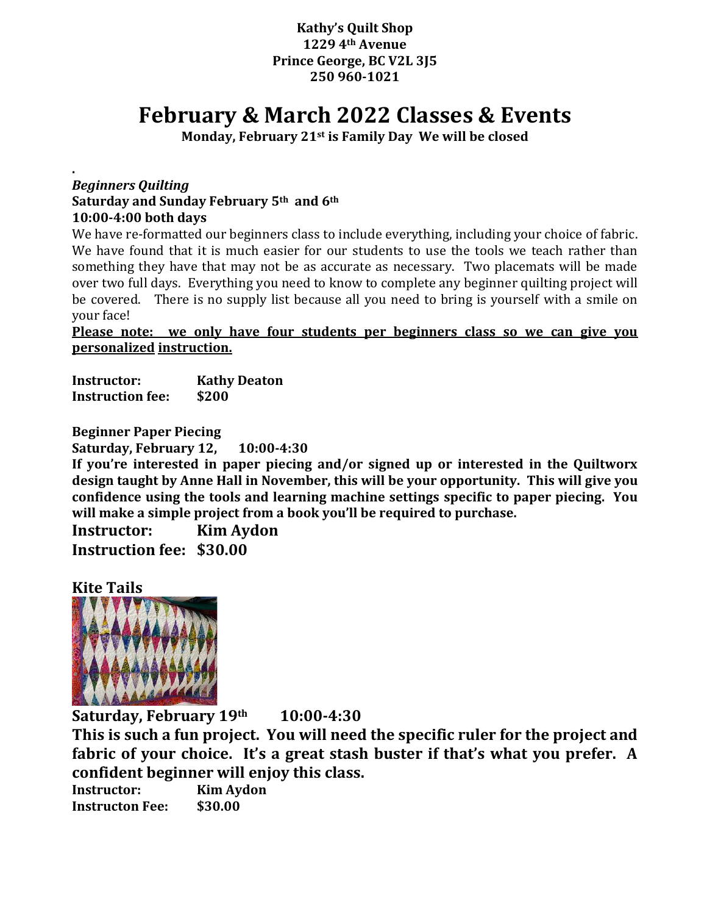**Kathy's Quilt Shop**
**1229 4th Avenue**
**Prince George, BC V2L 3J5**
**250 960-1021**

# February & March 2022 Classes & Events

**Monday, February 21st is Family Day We will be closed**

.

***Beginners Quilting***
**Saturday and Sunday February 5th and 6th**
**10:00-4:00 both days**

We have re-formatted our beginners class to include everything, including your choice of fabric. We have found that it is much easier for our students to use the tools we teach rather than something they have that may not be as accurate as necessary. Two placemats will be made over two full days. Everything you need to know to complete any beginner quilting project will be covered. There is no supply list because all you need to bring is yourself with a smile on your face!

**Please note: we only have four students per beginners class so we can give you personalized instruction.**

**Instructor:** **Kathy Deaton**
**Instruction fee:** **$200**

**Beginner Paper Piecing**
**Saturday, February 12, 10:00-4:30**

**If you're interested in paper piecing and/or signed up or interested in the Quiltworx design taught by Anne Hall in November, this will be your opportunity. This will give you confidence using the tools and learning machine settings specific to paper piecing. You will make a simple project from a book you'll be required to purchase.**

**Instructor:** **Kim Aydon**
**Instruction fee:** **$30.00**

**Kite Tails**

**Saturday, February 19th 10:00-4:30**

**This is such a fun project. You will need the specific ruler for the project and fabric of your choice. It's a great stash buster if that's what you prefer. A confident beginner will enjoy this class.**

**Instructor:** **Kim Aydon**
**Instructon Fee:** **$30.00**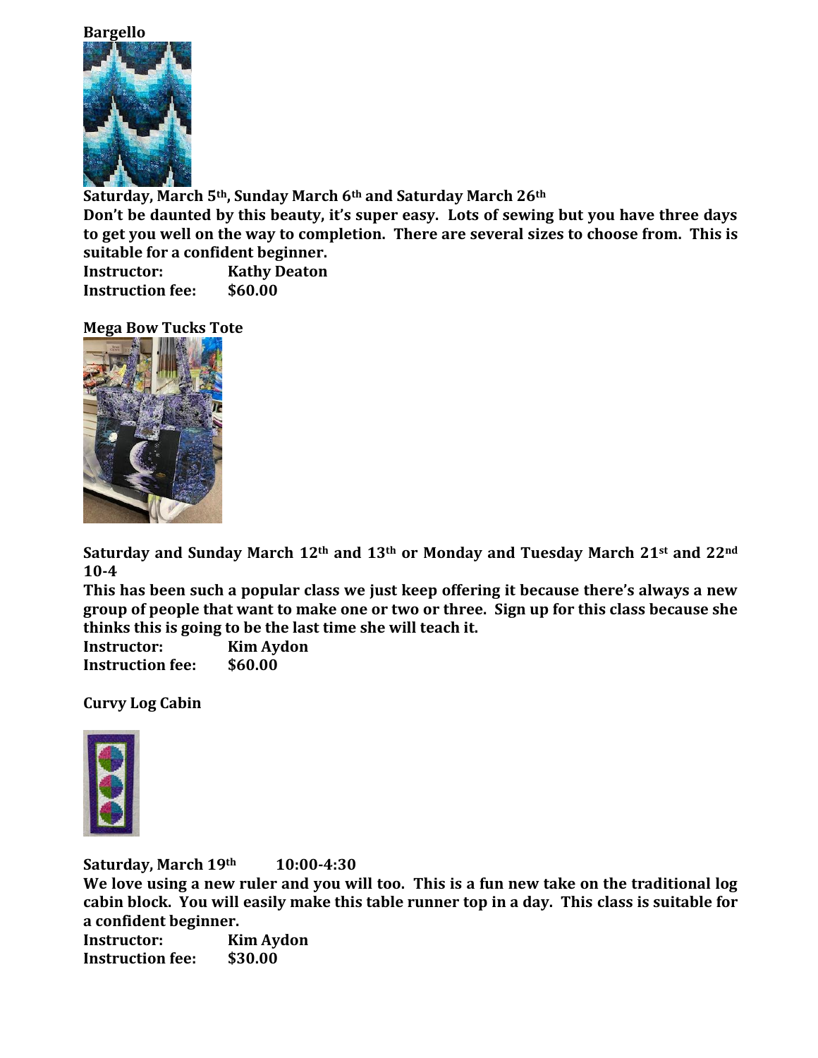**Bargello**

**Saturday, March 5th, Sunday March 6th and Saturday March 26th**

**Don't be daunted by this beauty, it's super easy. Lots of sewing but you have three days to get you well on the way to completion. There are several sizes to choose from. This is suitable for a confident beginner.**

**Instructor: Kathy Deaton**
**Instruction fee: $60.00**

**Mega Bow Tucks Tote**

**Saturday and Sunday March 12th and 13th or Monday and Tuesday March 21st and 22nd 10-4**

**This has been such a popular class we just keep offering it because there's always a new group of people that want to make one or two or three. Sign up for this class because she thinks this is going to be the last time she will teach it.**

**Instructor: Kim Aydon**
**Instruction fee: $60.00**

**Curvy Log Cabin**

**Saturday, March 19th 10:00-4:30**

**We love using a new ruler and you will too. This is a fun new take on the traditional log cabin block. You will easily make this table runner top in a day. This class is suitable for a confident beginner.**

**Instructor: Kim Aydon**
**Instruction fee: $30.00**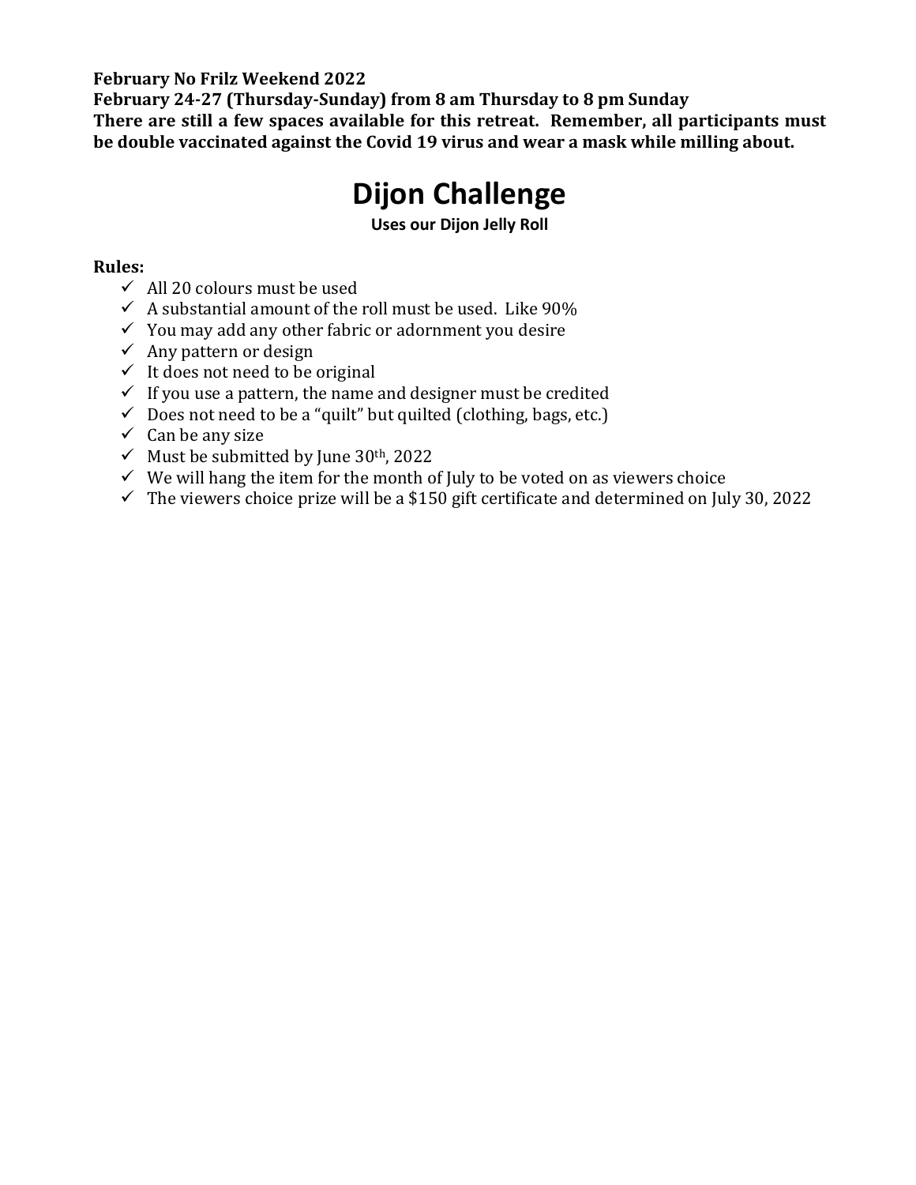**February No Frilz Weekend 2022**
**February 24-27 (Thursday-Sunday) from 8 am Thursday to 8 pm Sunday**
**There are still a few spaces available for this retreat. Remember, all participants must be double vaccinated against the Covid 19 virus and wear a mask while milling about.**

# Dijon Challenge

**Uses our Dijon Jelly Roll**

**Rules:**

- ✓ All 20 colours must be used
- ✓ A substantial amount of the roll must be used. Like 90%
- ✓ You may add any other fabric or adornment you desire
- ✓ Any pattern or design
- ✓ It does not need to be original
- ✓ If you use a pattern, the name and designer must be credited
- ✓ Does not need to be a "quilt" but quilted (clothing, bags, etc.)
- ✓ Can be any size
- ✓ Must be submitted by June 30th, 2022
- ✓ We will hang the item for the month of July to be voted on as viewers choice
- ✓ The viewers choice prize will be a $150 gift certificate and determined on July 30, 2022